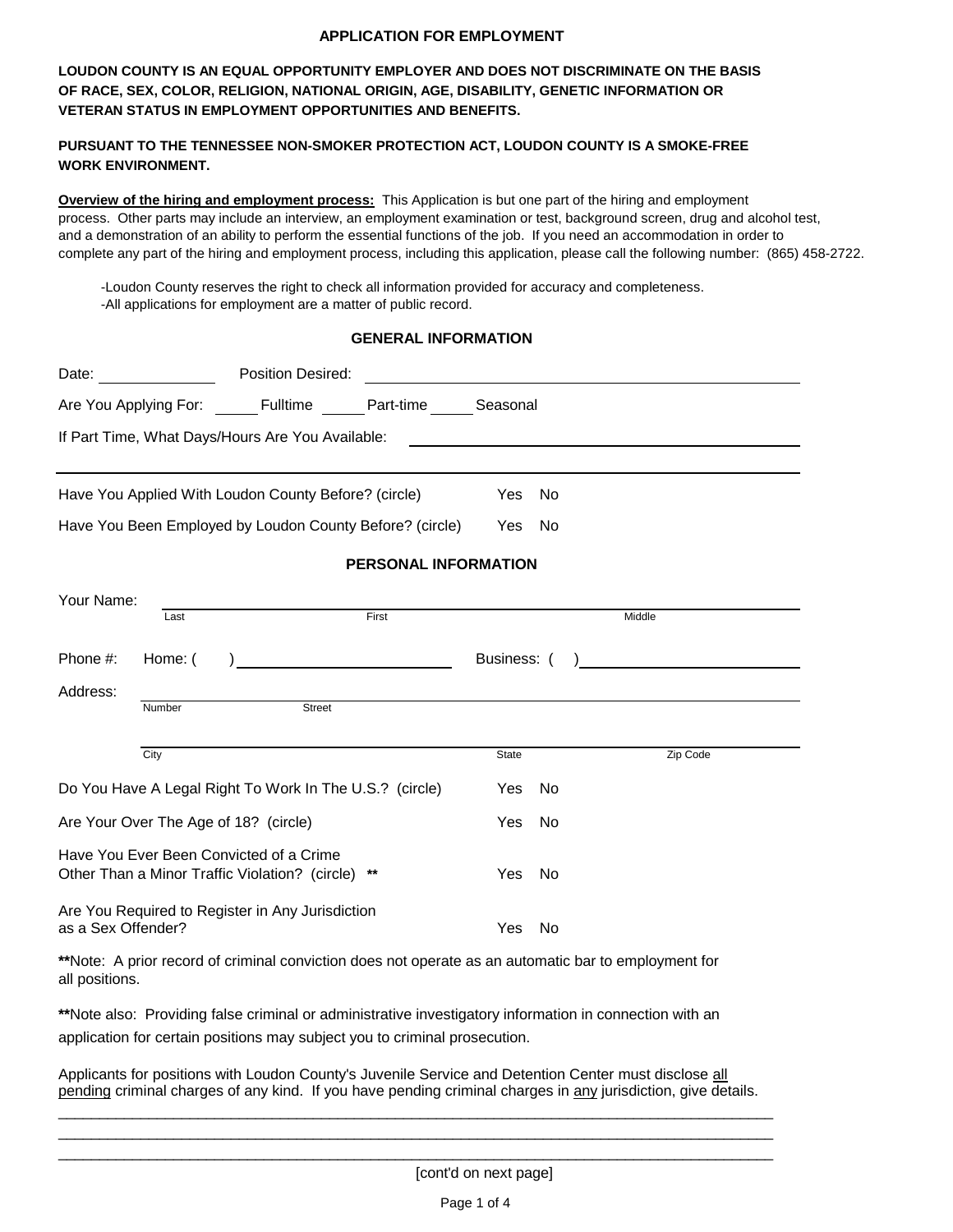# APPLICATION FOR EMPLOYMENT

**LOUDON COUNTY IS AN EQUAL OPPORTUNITY EMPLOYER AND DOES NOT DISCRIMINATE ON THE BASIS OF RACE, SEX, COLOR, RELIGION, NATIONAL ORIGIN, AGE, DISABILITY, GENETIC INFORMATION OR VETERAN STATUS IN EMPLOYMENT OPPORTUNITIES AND BENEFITS.**

**PURSUANT TO THE TENNESSEE NON-SMOKER PROTECTION ACT, LOUDON COUNTY IS A SMOKE-FREE WORK ENVIRONMENT.**

**Overview of the hiring and employment process:** This Application is but one part of the hiring and employment process. Other parts may include an interview, an employment examination or test, background screen, drug and alcohol test, and a demonstration of an ability to perform the essential functions of the job. If you need an accommodation in order to complete any part of the hiring and employment process, including this application, please call the following number: (865) 458-2722.

-Loudon County reserves the right to check all information provided for accuracy and completeness.
-All applications for employment are a matter of public record.

## GENERAL INFORMATION

Date: ______________ Position Desired: ______________________________________________

Are You Applying For: _____ Fulltime _____ Part-time _____ Seasonal

If Part Time, What Days/Hours Are You Available: ______________________________________

Have You Applied With Loudon County Before? (circle) Yes No

Have You Been Employed by Loudon County Before? (circle) Yes No

## PERSONAL INFORMATION

Your Name: ______________________________________________________________
Last First Middle

Phone #: Home: ( ) ________________________ Business: ( ) ________________________

Address: ______________________________________________________________
Number Street

______________________________________________________________
City State Zip Code

Do You Have A Legal Right To Work In The U.S.? (circle) Yes No

Are Your Over The Age of 18? (circle) Yes No

Have You Ever Been Convicted of a Crime Other Than a Minor Traffic Violation? (circle) ** Yes No

Are You Required to Register in Any Jurisdiction as a Sex Offender? Yes No

**Note: A prior record of criminal conviction does not operate as an automatic bar to employment for all positions.

**Note also: Providing false criminal or administrative investigatory information in connection with an application for certain positions may subject you to criminal prosecution.

Applicants for positions with Loudon County's Juvenile Service and Detention Center must disclose all pending criminal charges of any kind. If you have pending criminal charges in any jurisdiction, give details.

______________________________________________________________________________________
______________________________________________________________________________________
______________________________________________________________________________________

[cont'd on next page]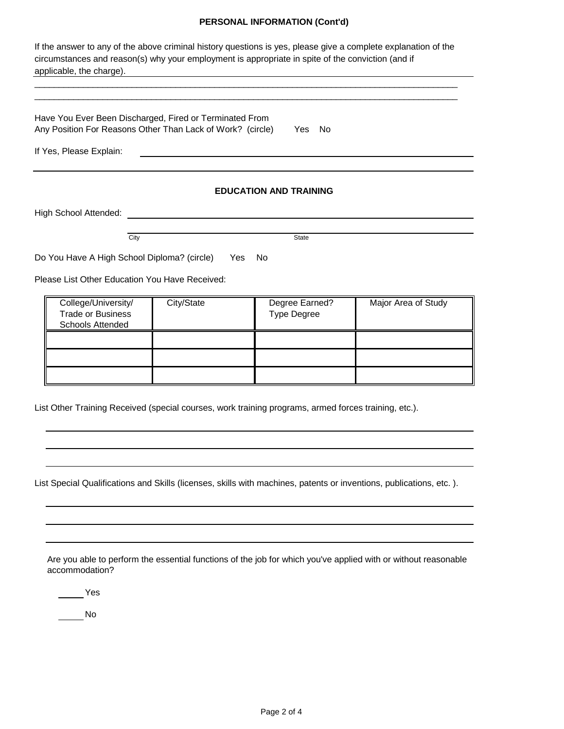## PERSONAL INFORMATION (Cont'd)

If the answer to any of the above criminal history questions is yes, please give a complete explanation of the circumstances and reason(s) why your employment is appropriate in spite of the conviction (and if applicable, the charge). ______________________________

______________________________________________________________________________

______________________________________________________________________________

Have You Ever Been Discharged, Fired or Terminated From Any Position For Reasons Other Than Lack of Work? (circle)   Yes   No

If Yes, Please Explain: ______________________________________________________________

______________________________________________________________________________

## EDUCATION AND TRAINING

High School Attended: ______________________________________________________________

______________________________________________________________________________
City                                                  State

Do You Have A High School Diploma? (circle)   Yes   No

Please List Other Education You Have Received:

| College/University/ Trade or Business Schools Attended | City/State | Degree Earned? Type Degree | Major Area of Study |
|---|---|---|---|
| | | | |
| | | | |
| | | | |

List Other Training Received (special courses, work training programs, armed forces training, etc.).

______________________________________________________________________________

______________________________________________________________________________

______________________________________________________________________________

List Special Qualifications and Skills (licenses, skills with machines, patents or inventions, publications, etc. ).

______________________________________________________________________________

______________________________________________________________________________

______________________________________________________________________________

Are you able to perform the essential functions of the job for which you've applied with or without reasonable accommodation?

_____ Yes

_____ No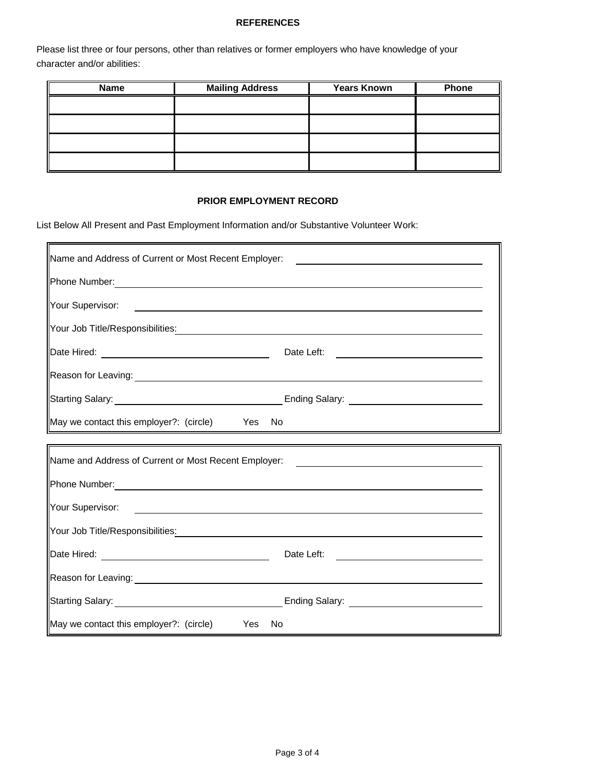## REFERENCES

Please list three or four persons, other than relatives or former employers who have knowledge of your character and/or abilities:

| Name | Mailing Address | Years Known | Phone |
|---|---|---|---|
| | | | |
| | | | |
| | | | |
| | | | |

## PRIOR EMPLOYMENT RECORD

List Below All Present and Past Employment Information and/or Substantive Volunteer Work:

Name and Address of Current or Most Recent Employer: ______________________

Phone Number: ______________________

Your Supervisor: ______________________

Your Job Title/Responsibilities: ______________________

Date Hired: ______________________ Date Left: ______________________

Reason for Leaving: ______________________

Starting Salary: ______________________ Ending Salary: ______________________

May we contact this employer?: (circle) Yes No

---

Name and Address of Current or Most Recent Employer: ______________________

Phone Number: ______________________

Your Supervisor: ______________________

Your Job Title/Responsibilities: ______________________

Date Hired: ______________________ Date Left: ______________________

Reason for Leaving: ______________________

Starting Salary: ______________________ Ending Salary: ______________________

May we contact this employer?: (circle) Yes No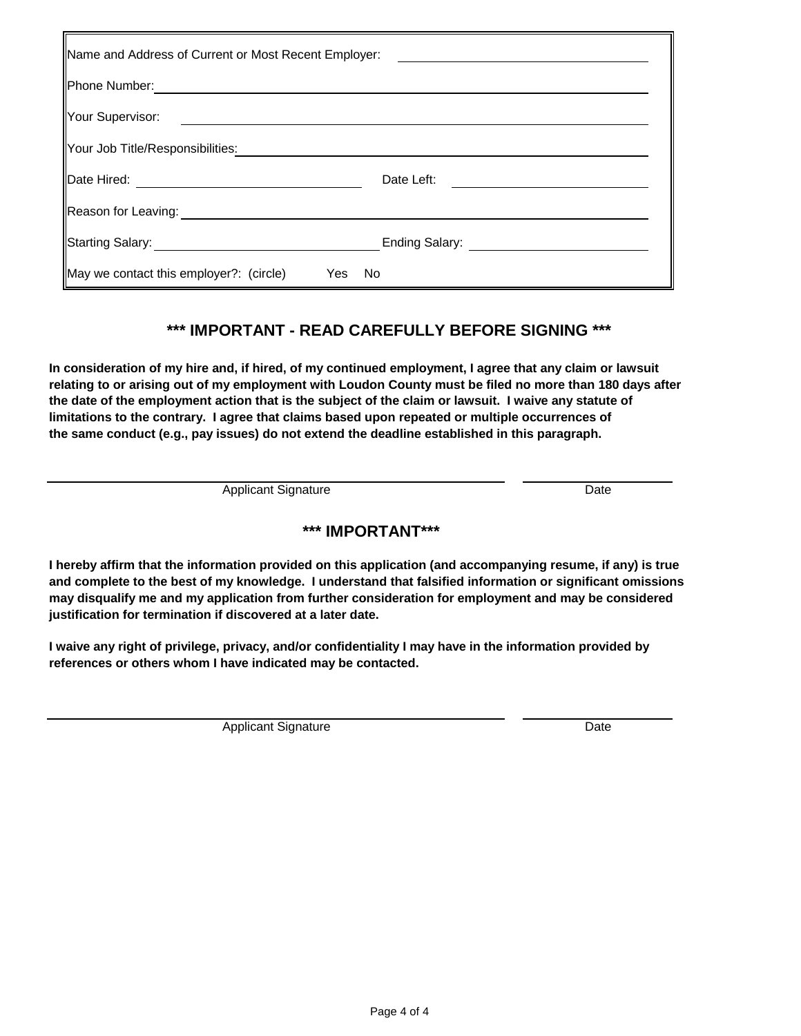Name and Address of Current or Most Recent Employer: ______________________________

Phone Number: ______________________________

Your Supervisor: ______________________________

Your Job Title/Responsibilities: ______________________________

Date Hired: ______________________________ Date Left: ______________________________

Reason for Leaving: ______________________________

Starting Salary: ______________________________ Ending Salary: ______________________________

May we contact this employer?: (circle) Yes No

## *** IMPORTANT - READ CAREFULLY BEFORE SIGNING ***

**In consideration of my hire and, if hired, of my continued employment, I agree that any claim or lawsuit relating to or arising out of my employment with Loudon County must be filed no more than 180 days after the date of the employment action that is the subject of the claim or lawsuit. I waive any statute of limitations to the contrary. I agree that claims based upon repeated or multiple occurrences of the same conduct (e.g., pay issues) do not extend the deadline established in this paragraph.**

______________________________ ______________

Applicant Signature Date

## *** IMPORTANT***

**I hereby affirm that the information provided on this application (and accompanying resume, if any) is true and complete to the best of my knowledge. I understand that falsified information or significant omissions may disqualify me and my application from further consideration for employment and may be considered justification for termination if discovered at a later date.**

**I waive any right of privilege, privacy, and/or confidentiality I may have in the information provided by references or others whom I have indicated may be contacted.**

______________________________ ______________

Applicant Signature Date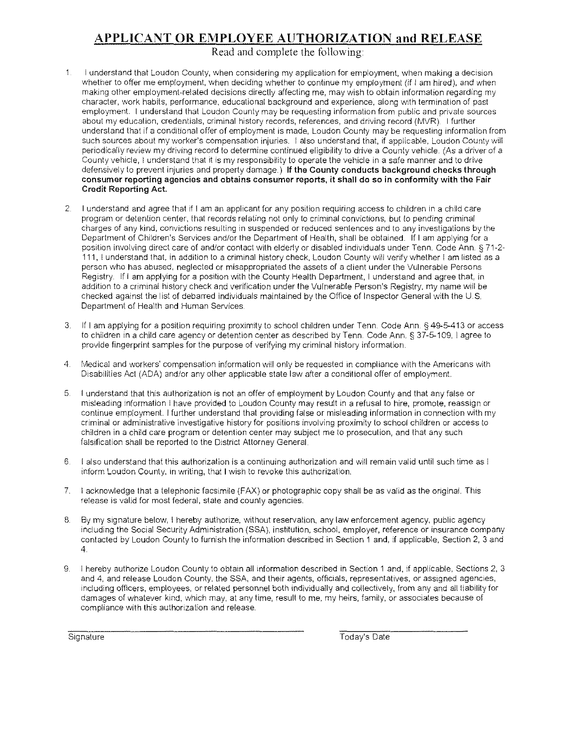# APPLICANT OR EMPLOYEE AUTHORIZATION and RELEASE

Read and complete the following:

1. I understand that Loudon County, when considering my application for employment, when making a decision whether to offer me employment, when deciding whether to continue my employment (if I am hired), and when making other employment-related decisions directly affecting me, may wish to obtain information regarding my character, work habits, performance, educational background and experience, along with termination of past employment. I understand that Loudon County may be requesting information from public and private sources about my education, credentials, criminal history records, references, and driving record (MVR). I further understand that if a conditional offer of employment is made, Loudon County may be requesting information from such sources about my worker's compensation injuries. I also understand that, if applicable, Loudon County will periodically review my driving record to determine continued eligibility to drive a County vehicle. (As a driver of a County vehicle, I understand that it is my responsibility to operate the vehicle in a safe manner and to drive defensively to prevent injuries and property damage.) **If the County conducts background checks through consumer reporting agencies and obtains consumer reports, it shall do so in conformity with the Fair Credit Reporting Act.**

2. I understand and agree that if I am an applicant for any position requiring access to children in a child care program or detention center, that records relating not only to criminal convictions, but to pending criminal charges of any kind, convictions resulting in suspended or reduced sentences and to any investigations by the Department of Children's Services and/or the Department of Health, shall be obtained. If I am applying for a position involving direct care of and/or contact with elderly or disabled individuals under Tenn. Code Ann. § 71-2-111, I understand that, in addition to a criminal history check, Loudon County will verify whether I am listed as a person who has abused, neglected or misappropriated the assets of a client under the Vulnerable Persons Registry. If I am applying for a position with the County Health Department, I understand and agree that, in addition to a criminal history check and verification under the Vulnerable Person's Registry, my name will be checked against the list of debarred individuals maintained by the Office of Inspector General with the U.S. Department of Health and Human Services.

3. If I am applying for a position requiring proximity to school children under Tenn. Code Ann. § 49-5-413 or access to children in a child care agency or detention center as described by Tenn. Code Ann. § 37-5-109, I agree to provide fingerprint samples for the purpose of verifying my criminal history information.

4. Medical and workers' compensation information will only be requested in compliance with the Americans with Disabilities Act (ADA) and/or any other applicable state law after a conditional offer of employment.

5. I understand that this authorization is not an offer of employment by Loudon County and that any false or misleading information I have provided to Loudon County may result in a refusal to hire, promote, reassign or continue employment. I further understand that providing false or misleading information in connection with my criminal or administrative investigative history for positions involving proximity to school children or access to children in a child care program or detention center may subject me to prosecution, and that any such falsification shall be reported to the District Attorney General.

6. I also understand that this authorization is a continuing authorization and will remain valid until such time as I inform Loudon County, in writing, that I wish to revoke this authorization.

7. I acknowledge that a telephonic facsimile (FAX) or photographic copy shall be as valid as the original. This release is valid for most federal, state and county agencies.

8. By my signature below, I hereby authorize, without reservation, any law enforcement agency, public agency including the Social Security Administration (SSA), institution, school, employer, reference or insurance company contacted by Loudon County to furnish the information described in Section 1 and, if applicable, Section 2, 3 and 4.

9. I hereby authorize Loudon County to obtain all information described in Section 1 and, if applicable, Sections 2, 3 and 4, and release Loudon County, the SSA, and their agents, officials, representatives, or assigned agencies, including officers, employees, or related personnel both individually and collectively, from any and all liability for damages of whatever kind, which may, at any time, result to me, my heirs, family, or associates because of compliance with this authorization and release.

\_\_\_\_\_\_\_\_\_\_\_\_\_\_\_\_\_\_\_\_\_\_\_\_\_\_\_\_\_\_\_\_\_\_\_\_ &nbsp;&nbsp;&nbsp;&nbsp; \_\_\_\_\_\_\_\_\_\_\_\_\_\_\_\_\_\_\_\_

Signature &nbsp;&nbsp;&nbsp;&nbsp; Today's Date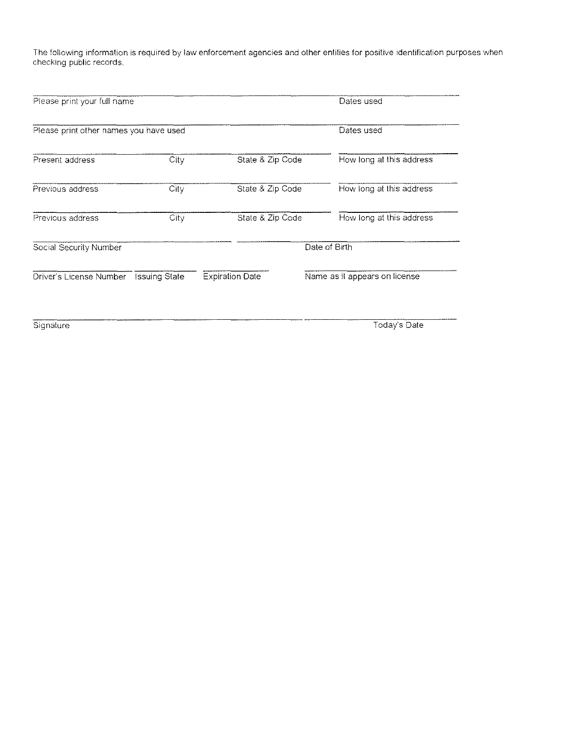The following information is required by law enforcement agencies and other entities for positive identification purposes when checking public records.

Please print your full name ______________________ Dates used ______________________

Please print other names you have used ______________________ Dates used ______________________

| | | | |
|---|---|---|---|
| Present address | City | State & Zip Code | How long at this address |
| Previous address | City | State & Zip Code | How long at this address |
| Previous address | City | State & Zip Code | How long at this address |

Social Security Number ______________________ Date of Birth ______________________

| | | | |
|---|---|---|---|
| Driver's License Number | Issuing State | Expiration Date | Name as it appears on license |

Signature ______________________ Today's Date ______________________